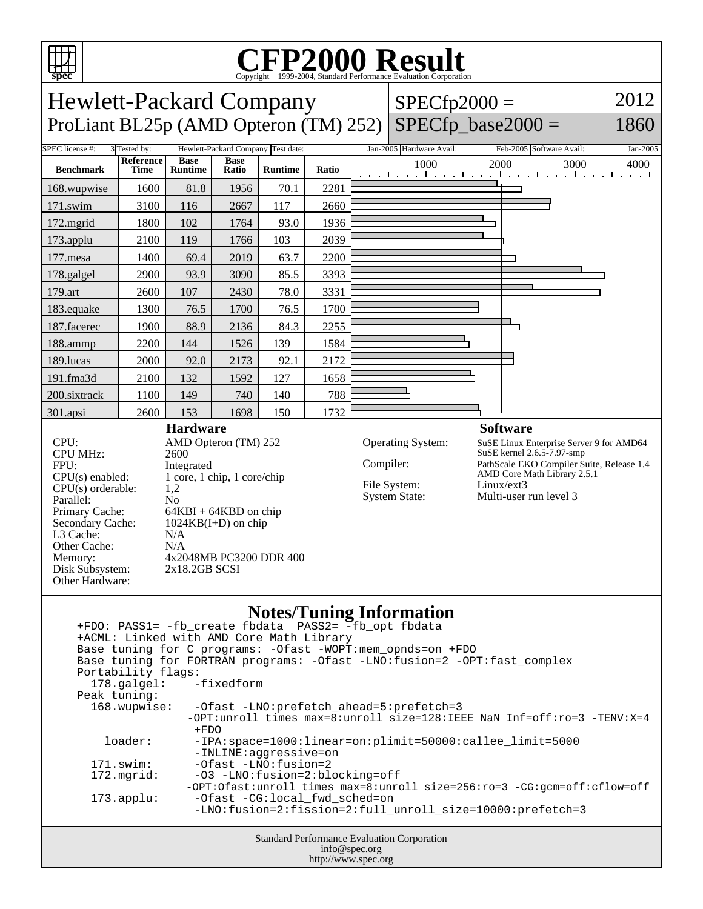# CFP2000 Result

Copyright 1999-2004, Standard Performance Evaluation Corporation

## Hewlett-Packard Company
ProLiant BL25p (AMD Opteron (TM) 252)

SPECfp2000 = 2012
SPECfp_base2000 = 1860

SPEC license #: 3 | Tested by: Hewlett-Packard Company | Test date: Jan-2005 | Hardware Avail: Feb-2005 | Software Avail: Jan-2005

| Benchmark | Reference Time | Base Runtime | Base Ratio | Runtime | Ratio |
|---|---|---|---|---|---|
| 168.wupwise | 1600 | 81.8 | 1956 | 70.1 | 2281 |
| 171.swim | 3100 | 116 | 2667 | 117 | 2660 |
| 172.mgrid | 1800 | 102 | 1764 | 93.0 | 1936 |
| 173.applu | 2100 | 119 | 1766 | 103 | 2039 |
| 177.mesa | 1400 | 69.4 | 2019 | 63.7 | 2200 |
| 178.galgel | 2900 | 93.9 | 3090 | 85.5 | 3393 |
| 179.art | 2600 | 107 | 2430 | 78.0 | 3331 |
| 183.equake | 1300 | 76.5 | 1700 | 76.5 | 1700 |
| 187.facerec | 1900 | 88.9 | 2136 | 84.3 | 2255 |
| 188.ammp | 2200 | 144 | 1526 | 139 | 1584 |
| 189.lucas | 2000 | 92.0 | 2173 | 92.1 | 2172 |
| 191.fma3d | 2100 | 132 | 1592 | 127 | 1658 |
| 200.sixtrack | 1100 | 149 | 740 | 140 | 788 |
| 301.apsi | 2600 | 153 | 1698 | 150 | 1732 |

### Hardware

| | |
|---|---|
| CPU: | AMD Opteron (TM) 252 |
| CPU MHz: | 2600 |
| FPU: | Integrated |
| CPU(s) enabled: | 1 core, 1 chip, 1 core/chip |
| CPU(s) orderable: | 1,2 |
| Parallel: | No |
| Primary Cache: | 64KBI + 64KBD on chip |
| Secondary Cache: | 1024KB(I+D) on chip |
| L3 Cache: | N/A |
| Other Cache: | N/A |
| Memory: | 4x2048MB PC3200 DDR 400 |
| Disk Subsystem: | 2x18.2GB SCSI |
| Other Hardware: | |

### Software

| | |
|---|---|
| Operating System: | SuSE Linux Enterprise Server 9 for AMD64 SuSE kernel 2.6.5-7.97-smp |
| Compiler: | PathScale EKO Compiler Suite, Release 1.4 AMD Core Math Library 2.5.1 |
| File System: | Linux/ext3 |
| System State: | Multi-user run level 3 |

### Notes/Tuning Information

```
+FDO: PASS1= -fb_create fbdata  PASS2= -fb_opt fbdata
+ACML: Linked with AMD Core Math Library
Base tuning for C programs: -Ofast -WOPT:mem_opnds=on +FDO
Base tuning for FORTRAN programs: -Ofast -LNO:fusion=2 -OPT:fast_complex
Portability flags:
  178.galgel:    -fixedform
Peak tuning:
  168.wupwise:   -Ofast -LNO:prefetch_ahead=5:prefetch=3
                 -OPT:unroll_times_max=8:unroll_size=128:IEEE_NaN_Inf=off:ro=3 -TENV:X=4
                 +FDO
    loader:      -IPA:space=1000:linear=on:plimit=50000:callee_limit=5000
                 -INLINE:aggressive=on
  171.swim:      -Ofast -LNO:fusion=2
  172.mgrid:     -O3 -LNO:fusion=2:blocking=off
                 -OPT:Ofast:unroll_times_max=8:unroll_size=256:ro=3 -CG:gcm=off:cflow=off
  173.applu:     -Ofast -CG:local_fwd_sched=on
                 -LNO:fusion=2:fission=2:full_unroll_size=10000:prefetch=3
```

Standard Performance Evaluation Corporation
info@spec.org
http://www.spec.org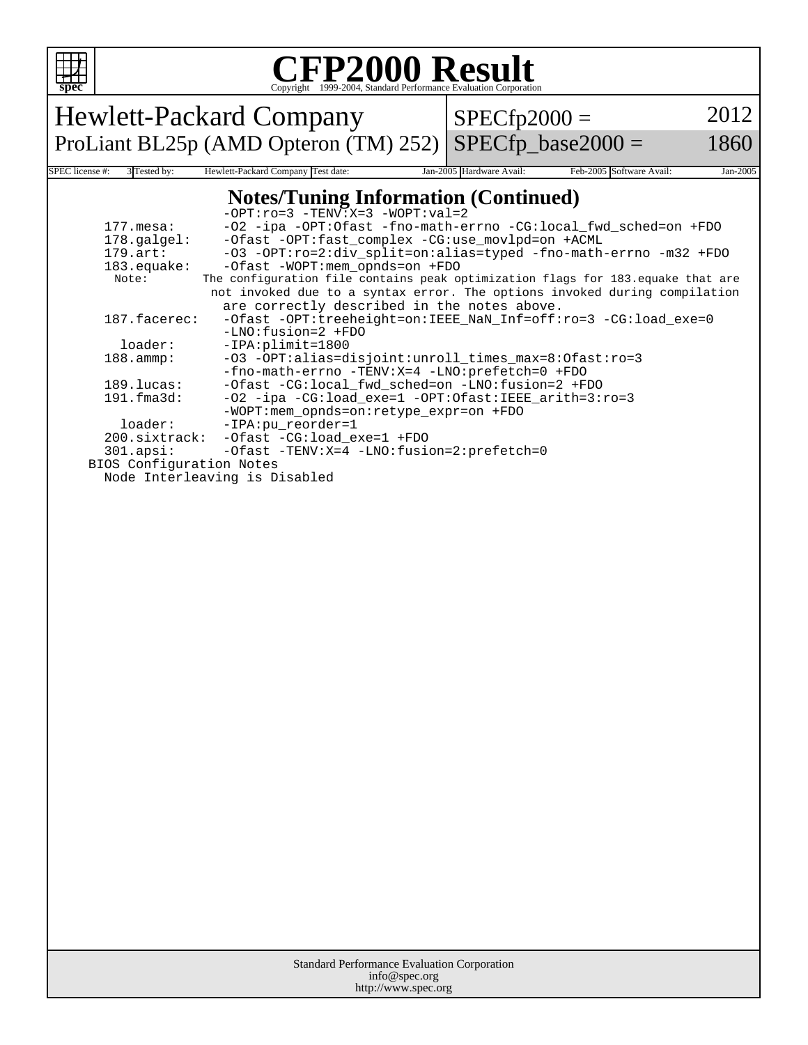# CFP2000 Result

Copyright 1999-2004, Standard Performance Evaluation Corporation

**Hewlett-Packard Company**
**ProLiant BL25p (AMD Opteron (TM) 252)**

SPECfp2000 = 2012
SPECfp_base2000 = 1860

| SPEC license #: | 3 | Tested by: | Hewlett-Packard Company | Test date: | Jan-2005 | Hardware Avail: | Feb-2005 | Software Avail: | Jan-2005 |
|---|---|---|---|---|---|---|---|---|---|

## Notes/Tuning Information (Continued)

```
                     -OPT:ro=3 -TENV:X=3 -WOPT:val=2
    177.mesa:        -O2 -ipa -OPT:Ofast -fno-math-errno -CG:local_fwd_sched=on +FDO
    178.galgel:      -Ofast -OPT:fast_complex -CG:use_movlpd=on +ACML
    179.art:         -O3 -OPT:ro=2:div_split=on:alias=typed -fno-math-errno -m32 +FDO
    183.equake:      -Ofast -WOPT:mem_opnds=on +FDO
      Note:        The configuration file contains peak optimization flags for 183.equake that are
                   not invoked due to a syntax error. The options invoked during compilation
                     are correctly described in the notes above.
    187.facerec:     -Ofast -OPT:treeheight=on:IEEE_NaN_Inf=off:ro=3 -CG:load_exe=0
                     -LNO:fusion=2 +FDO
      loader:        -IPA:plimit=1800
    188.ammp:        -O3 -OPT:alias=disjoint:unroll_times_max=8:Ofast:ro=3
                     -fno-math-errno -TENV:X=4 -LNO:prefetch=0 +FDO
    189.lucas:       -Ofast -CG:local_fwd_sched=on -LNO:fusion=2 +FDO
    191.fma3d:       -O2 -ipa -CG:load_exe=1 -OPT:Ofast:IEEE_arith=3:ro=3
                     -WOPT:mem_opnds=on:retype_expr=on +FDO
      loader:        -IPA:pu_reorder=1
    200.sixtrack:    -Ofast -CG:load_exe=1 +FDO
    301.apsi:        -Ofast -TENV:X=4 -LNO:fusion=2:prefetch=0
  BIOS Configuration Notes
    Node Interleaving is Disabled
```

Standard Performance Evaluation Corporation
info@spec.org
http://www.spec.org